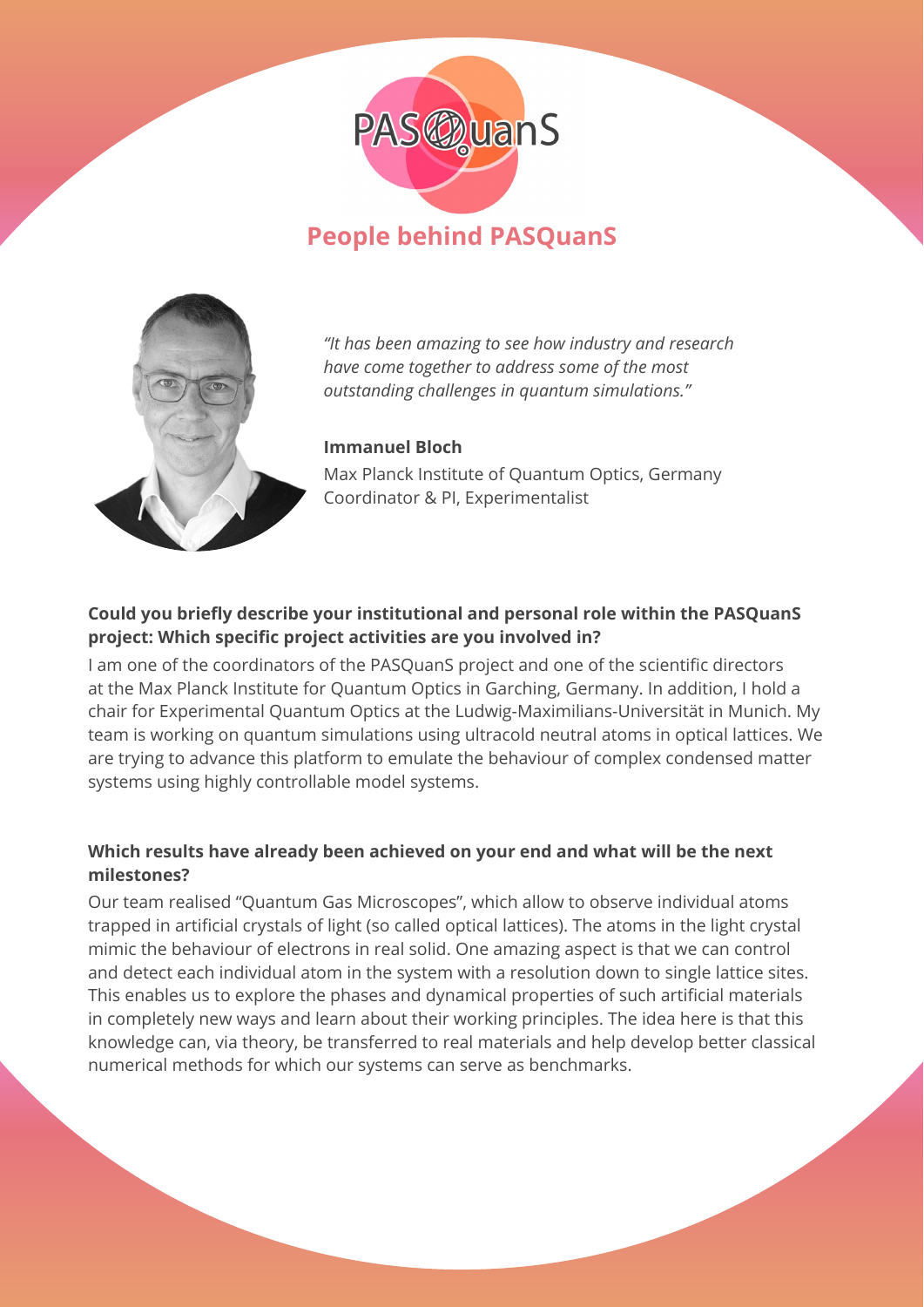PASQuanS

## People behind PASQuanS

*"It has been amazing to see how industry and research have come together to address some of the most outstanding challenges in quantum simulations."*

**Immanuel Bloch**
Max Planck Institute of Quantum Optics, Germany
Coordinator & PI, Experimentalist

**Could you briefly describe your institutional and personal role within the PASQuanS project: Which specific project activities are you involved in?**

I am one of the coordinators of the PASQuanS project and one of the scientific directors at the Max Planck Institute for Quantum Optics in Garching, Germany. In addition, I hold a chair for Experimental Quantum Optics at the Ludwig-Maximilians-Universität in Munich. My team is working on quantum simulations using ultracold neutral atoms in optical lattices. We are trying to advance this platform to emulate the behaviour of complex condensed matter systems using highly controllable model systems.

**Which results have already been achieved on your end and what will be the next milestones?**

Our team realised "Quantum Gas Microscopes", which allow to observe individual atoms trapped in artificial crystals of light (so called optical lattices). The atoms in the light crystal mimic the behaviour of electrons in real solid. One amazing aspect is that we can control and detect each individual atom in the system with a resolution down to single lattice sites. This enables us to explore the phases and dynamical properties of such artificial materials in completely new ways and learn about their working principles. The idea here is that this knowledge can, via theory, be transferred to real materials and help develop better classical numerical methods for which our systems can serve as benchmarks.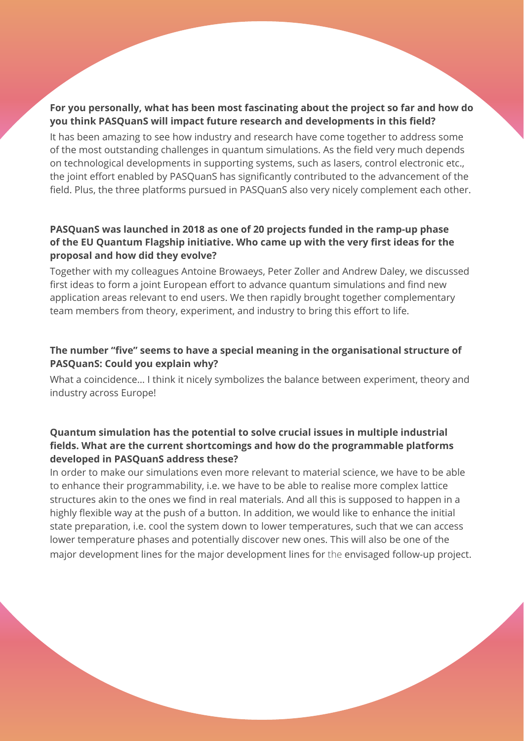**For you personally, what has been most fascinating about the project so far and how do you think PASQuanS will impact future research and developments in this field?**

It has been amazing to see how industry and research have come together to address some of the most outstanding challenges in quantum simulations. As the field very much depends on technological developments in supporting systems, such as lasers, control electronic etc., the joint effort enabled by PASQuanS has significantly contributed to the advancement of the field. Plus, the three platforms pursued in PASQuanS also very nicely complement each other.

**PASQuanS was launched in 2018 as one of 20 projects funded in the ramp-up phase of the EU Quantum Flagship initiative. Who came up with the very first ideas for the proposal and how did they evolve?**

Together with my colleagues Antoine Browaeys, Peter Zoller and Andrew Daley, we discussed first ideas to form a joint European effort to advance quantum simulations and find new application areas relevant to end users. We then rapidly brought together complementary team members from theory, experiment, and industry to bring this effort to life.

**The number "five" seems to have a special meaning in the organisational structure of PASQuanS: Could you explain why?**

What a coincidence... I think it nicely symbolizes the balance between experiment, theory and industry across Europe!

**Quantum simulation has the potential to solve crucial issues in multiple industrial fields. What are the current shortcomings and how do the programmable platforms developed in PASQuanS address these?**

In order to make our simulations even more relevant to material science, we have to be able to enhance their programmability, i.e. we have to be able to realise more complex lattice structures akin to the ones we find in real materials. And all this is supposed to happen in a highly flexible way at the push of a button. In addition, we would like to enhance the initial state preparation, i.e. cool the system down to lower temperatures, such that we can access lower temperature phases and potentially discover new ones. This will also be one of the major development lines for the major development lines for the envisaged follow-up project.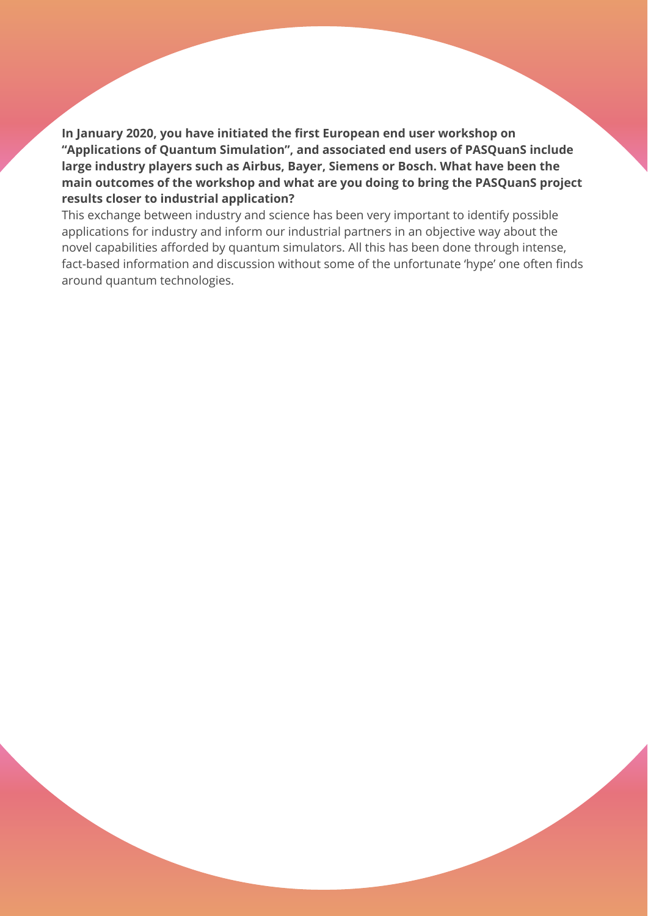**In January 2020, you have initiated the first European end user workshop on "Applications of Quantum Simulation", and associated end users of PASQuanS include large industry players such as Airbus, Bayer, Siemens or Bosch. What have been the main outcomes of the workshop and what are you doing to bring the PASQuanS project results closer to industrial application?**

This exchange between industry and science has been very important to identify possible applications for industry and inform our industrial partners in an objective way about the novel capabilities afforded by quantum simulators. All this has been done through intense, fact-based information and discussion without some of the unfortunate 'hype' one often finds around quantum technologies.